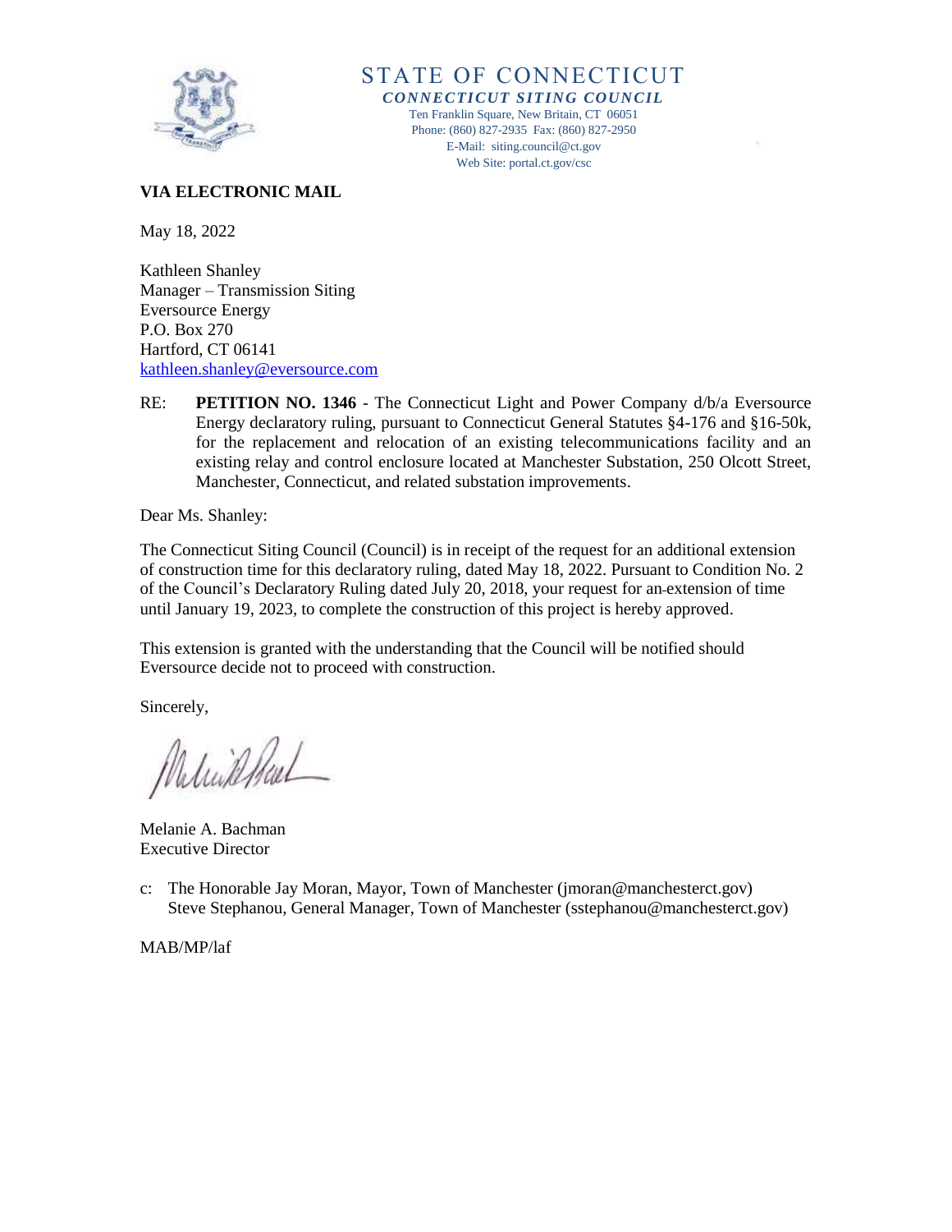# STATE OF CONNECTICUT

***CONNECTICUT SITING COUNCIL***

Ten Franklin Square, New Britain, CT 06051
Phone: (860) 827-2935 Fax: (860) 827-2950
E-Mail: siting.council@ct.gov
Web Site: portal.ct.gov/csc

**VIA ELECTRONIC MAIL**

May 18, 2022

Kathleen Shanley
Manager – Transmission Siting
Eversource Energy
P.O. Box 270
Hartford, CT 06141
kathleen.shanley@eversource.com

RE: **PETITION NO. 1346** - The Connecticut Light and Power Company d/b/a Eversource Energy declaratory ruling, pursuant to Connecticut General Statutes §4-176 and §16-50k, for the replacement and relocation of an existing telecommunications facility and an existing relay and control enclosure located at Manchester Substation, 250 Olcott Street, Manchester, Connecticut, and related substation improvements.

Dear Ms. Shanley:

The Connecticut Siting Council (Council) is in receipt of the request for an additional extension of construction time for this declaratory ruling, dated May 18, 2022. Pursuant to Condition No. 2 of the Council's Declaratory Ruling dated July 20, 2018, your request for an extension of time until January 19, 2023, to complete the construction of this project is hereby approved.

This extension is granted with the understanding that the Council will be notified should Eversource decide not to proceed with construction.

Sincerely,

Melanie A. Bachman
Executive Director

c: The Honorable Jay Moran, Mayor, Town of Manchester (jmoran@manchesterct.gov)
Steve Stephanou, General Manager, Town of Manchester (sstephanou@manchesterct.gov)

MAB/MP/laf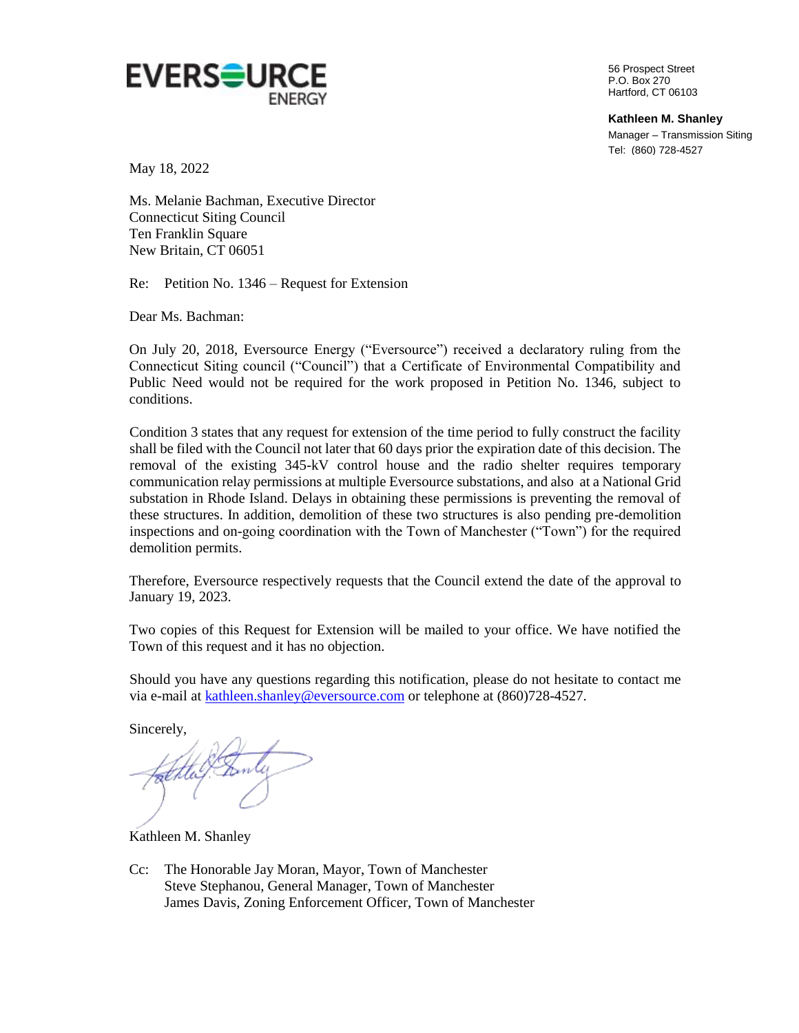EVERSOURCE ENERGY

56 Prospect Street
P.O. Box 270
Hartford, CT 06103

**Kathleen M. Shanley**
Manager – Transmission Siting
Tel: (860) 728-4527

May 18, 2022

Ms. Melanie Bachman, Executive Director
Connecticut Siting Council
Ten Franklin Square
New Britain, CT 06051

Re: Petition No. 1346 – Request for Extension

Dear Ms. Bachman:

On July 20, 2018, Eversource Energy ("Eversource") received a declaratory ruling from the Connecticut Siting council ("Council") that a Certificate of Environmental Compatibility and Public Need would not be required for the work proposed in Petition No. 1346, subject to conditions.

Condition 3 states that any request for extension of the time period to fully construct the facility shall be filed with the Council not later that 60 days prior the expiration date of this decision. The removal of the existing 345-kV control house and the radio shelter requires temporary communication relay permissions at multiple Eversource substations, and also at a National Grid substation in Rhode Island. Delays in obtaining these permissions is preventing the removal of these structures. In addition, demolition of these two structures is also pending pre-demolition inspections and on-going coordination with the Town of Manchester ("Town") for the required demolition permits.

Therefore, Eversource respectively requests that the Council extend the date of the approval to January 19, 2023.

Two copies of this Request for Extension will be mailed to your office. We have notified the Town of this request and it has no objection.

Should you have any questions regarding this notification, please do not hesitate to contact me via e-mail at kathleen.shanley@eversource.com or telephone at (860)728-4527.

Sincerely,

Kathleen M. Shanley

Cc: The Honorable Jay Moran, Mayor, Town of Manchester
Steve Stephanou, General Manager, Town of Manchester
James Davis, Zoning Enforcement Officer, Town of Manchester